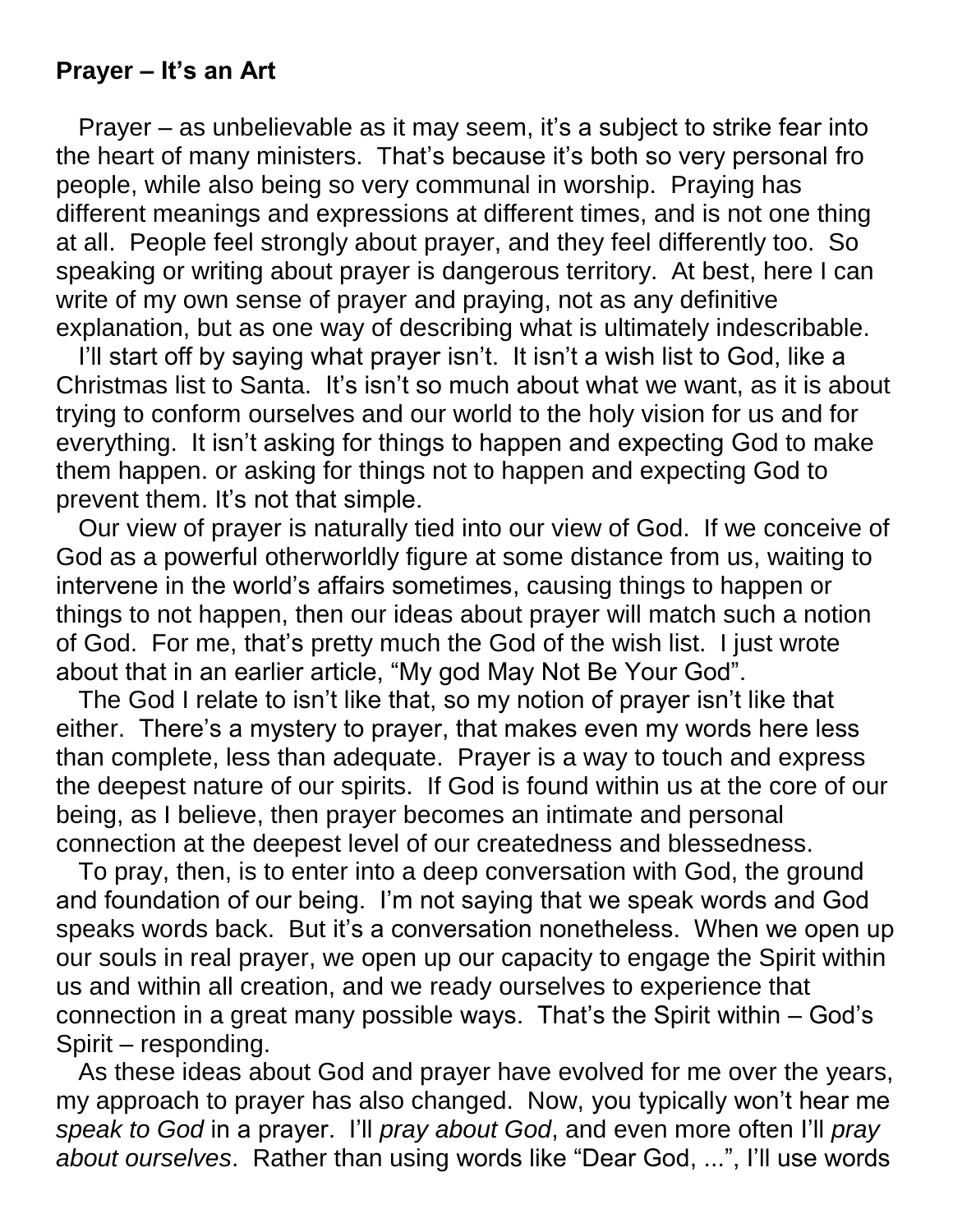**Prayer – It's an Art**

Prayer – as unbelievable as it may seem, it's a subject to strike fear into the heart of many ministers. That's because it's both so very personal fro people, while also being so very communal in worship. Praying has different meanings and expressions at different times, and is not one thing at all. People feel strongly about prayer, and they feel differently too. So speaking or writing about prayer is dangerous territory. At best, here I can write of my own sense of prayer and praying, not as any definitive explanation, but as one way of describing what is ultimately indescribable.

I'll start off by saying what prayer isn't. It isn't a wish list to God, like a Christmas list to Santa. It's isn't so much about what we want, as it is about trying to conform ourselves and our world to the holy vision for us and for everything. It isn't asking for things to happen and expecting God to make them happen. or asking for things not to happen and expecting God to prevent them. It's not that simple.

Our view of prayer is naturally tied into our view of God. If we conceive of God as a powerful otherworldly figure at some distance from us, waiting to intervene in the world's affairs sometimes, causing things to happen or things to not happen, then our ideas about prayer will match such a notion of God. For me, that's pretty much the God of the wish list. I just wrote about that in an earlier article, "My god May Not Be Your God".

The God I relate to isn't like that, so my notion of prayer isn't like that either. There's a mystery to prayer, that makes even my words here less than complete, less than adequate. Prayer is a way to touch and express the deepest nature of our spirits. If God is found within us at the core of our being, as I believe, then prayer becomes an intimate and personal connection at the deepest level of our createdness and blessedness.

To pray, then, is to enter into a deep conversation with God, the ground and foundation of our being. I'm not saying that we speak words and God speaks words back. But it's a conversation nonetheless. When we open up our souls in real prayer, we open up our capacity to engage the Spirit within us and within all creation, and we ready ourselves to experience that connection in a great many possible ways. That's the Spirit within – God's Spirit – responding.

As these ideas about God and prayer have evolved for me over the years, my approach to prayer has also changed. Now, you typically won't hear me *speak to God* in a prayer. I'll *pray about God*, and even more often I'll *pray about ourselves*. Rather than using words like "Dear God, ...", I'll use words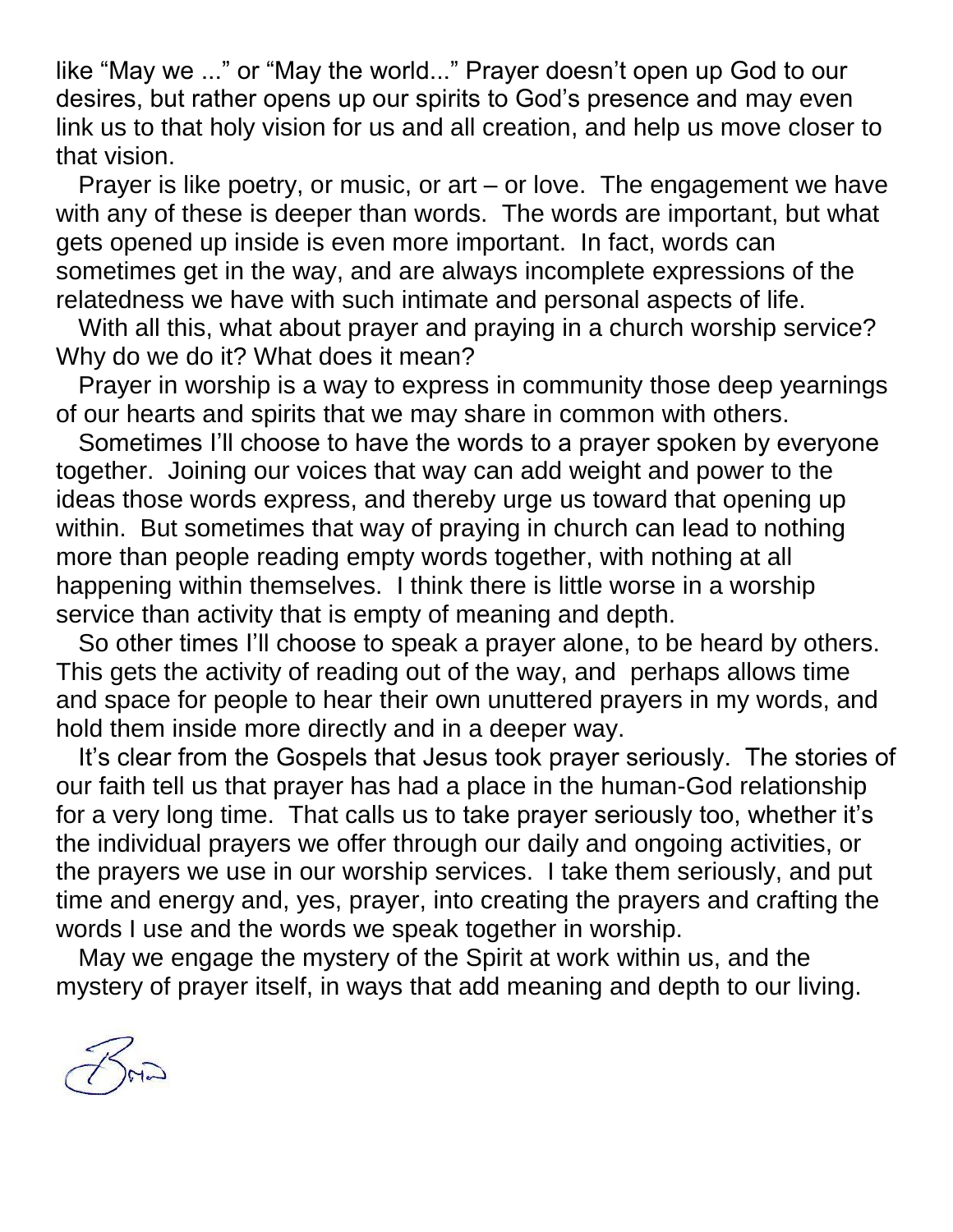like "May we ..." or "May the world..." Prayer doesn't open up God to our desires, but rather opens up our spirits to God's presence and may even link us to that holy vision for us and all creation, and help us move closer to that vision.

Prayer is like poetry, or music, or art – or love. The engagement we have with any of these is deeper than words. The words are important, but what gets opened up inside is even more important. In fact, words can sometimes get in the way, and are always incomplete expressions of the relatedness we have with such intimate and personal aspects of life.

With all this, what about prayer and praying in a church worship service? Why do we do it? What does it mean?

Prayer in worship is a way to express in community those deep yearnings of our hearts and spirits that we may share in common with others.

Sometimes I'll choose to have the words to a prayer spoken by everyone together. Joining our voices that way can add weight and power to the ideas those words express, and thereby urge us toward that opening up within. But sometimes that way of praying in church can lead to nothing more than people reading empty words together, with nothing at all happening within themselves. I think there is little worse in a worship service than activity that is empty of meaning and depth.

So other times I'll choose to speak a prayer alone, to be heard by others. This gets the activity of reading out of the way, and perhaps allows time and space for people to hear their own unuttered prayers in my words, and hold them inside more directly and in a deeper way.

It's clear from the Gospels that Jesus took prayer seriously. The stories of our faith tell us that prayer has had a place in the human-God relationship for a very long time. That calls us to take prayer seriously too, whether it's the individual prayers we offer through our daily and ongoing activities, or the prayers we use in our worship services. I take them seriously, and put time and energy and, yes, prayer, into creating the prayers and crafting the words I use and the words we speak together in worship.

May we engage the mystery of the Spirit at work within us, and the mystery of prayer itself, in ways that add meaning and depth to our living.

Brian